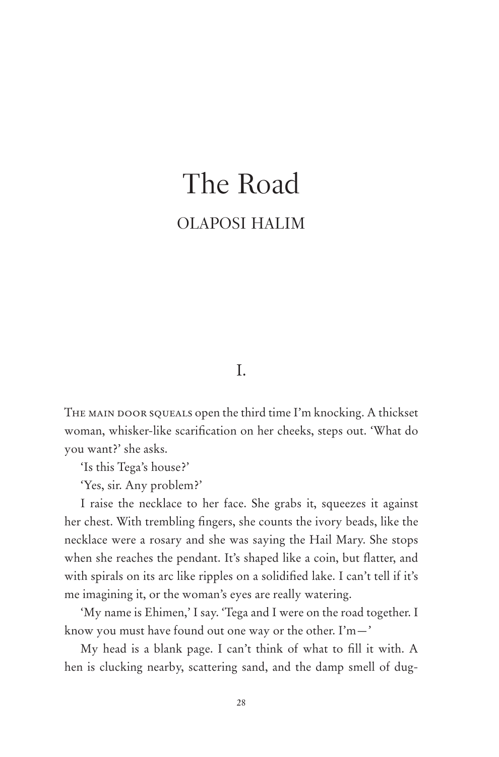# The Road

## OLAPOSI HALIM

### I.

The main door squeals open the third time I'm knocking. A thickset woman, whisker-like scarification on her cheeks, steps out. 'What do you want?' she asks.

'Is this Tega's house?'

'Yes, sir. Any problem?'

I raise the necklace to her face. She grabs it, squeezes it against her chest. With trembling fingers, she counts the ivory beads, like the necklace were a rosary and she was saying the Hail Mary. She stops when she reaches the pendant. It's shaped like a coin, but flatter, and with spirals on its arc like ripples on a solidified lake. I can't tell if it's me imagining it, or the woman's eyes are really watering.

'My name is Ehimen,' I say. 'Tega and I were on the road together. I know you must have found out one way or the other. I'm—'

My head is a blank page. I can't think of what to fill it with. A hen is clucking nearby, scattering sand, and the damp smell of dug-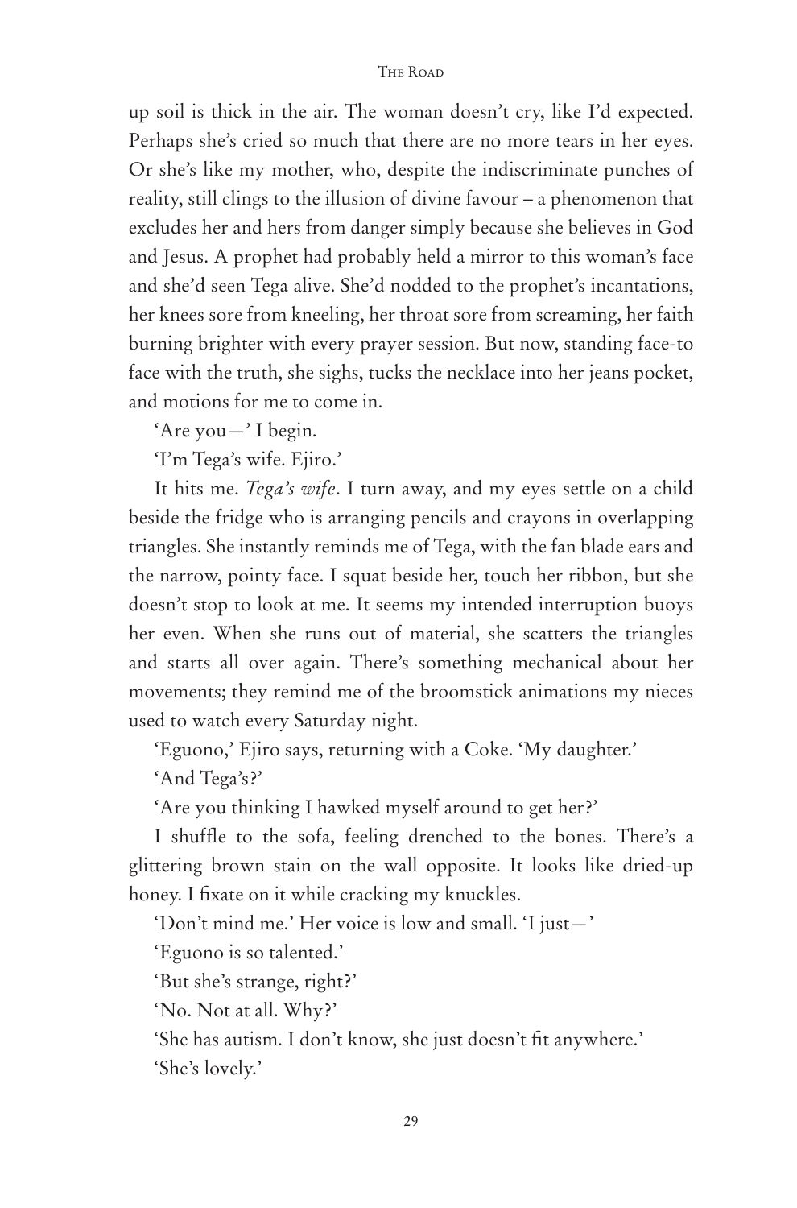up soil is thick in the air. The woman doesn't cry, like I'd expected. Perhaps she's cried so much that there are no more tears in her eyes. Or she's like my mother, who, despite the indiscriminate punches of reality, still clings to the illusion of divine favour – a phenomenon that excludes her and hers from danger simply because she believes in God and Jesus. A prophet had probably held a mirror to this woman's face and she'd seen Tega alive. She'd nodded to the prophet's incantations, her knees sore from kneeling, her throat sore from screaming, her faith burning brighter with every prayer session. But now, standing face-to face with the truth, she sighs, tucks the necklace into her jeans pocket, and motions for me to come in.

'Are you—' I begin.

'I'm Tega's wife. Ejiro.'

It hits me. *Tega's wife*. I turn away, and my eyes settle on a child beside the fridge who is arranging pencils and crayons in overlapping triangles. She instantly reminds me of Tega, with the fan blade ears and the narrow, pointy face. I squat beside her, touch her ribbon, but she doesn't stop to look at me. It seems my intended interruption buoys her even. When she runs out of material, she scatters the triangles and starts all over again. There's something mechanical about her movements; they remind me of the broomstick animations my nieces used to watch every Saturday night.

'Eguono,' Ejiro says, returning with a Coke. 'My daughter.'

'And Tega's?'

'Are you thinking I hawked myself around to get her?'

I shuffle to the sofa, feeling drenched to the bones. There's a glittering brown stain on the wall opposite. It looks like dried-up honey. I fixate on it while cracking my knuckles.

'Don't mind me.' Her voice is low and small. 'I just—'

'Eguono is so talented.'

'But she's strange, right?'

'No. Not at all. Why?'

'She has autism. I don't know, she just doesn't fit anywhere.'

'She's lovely.'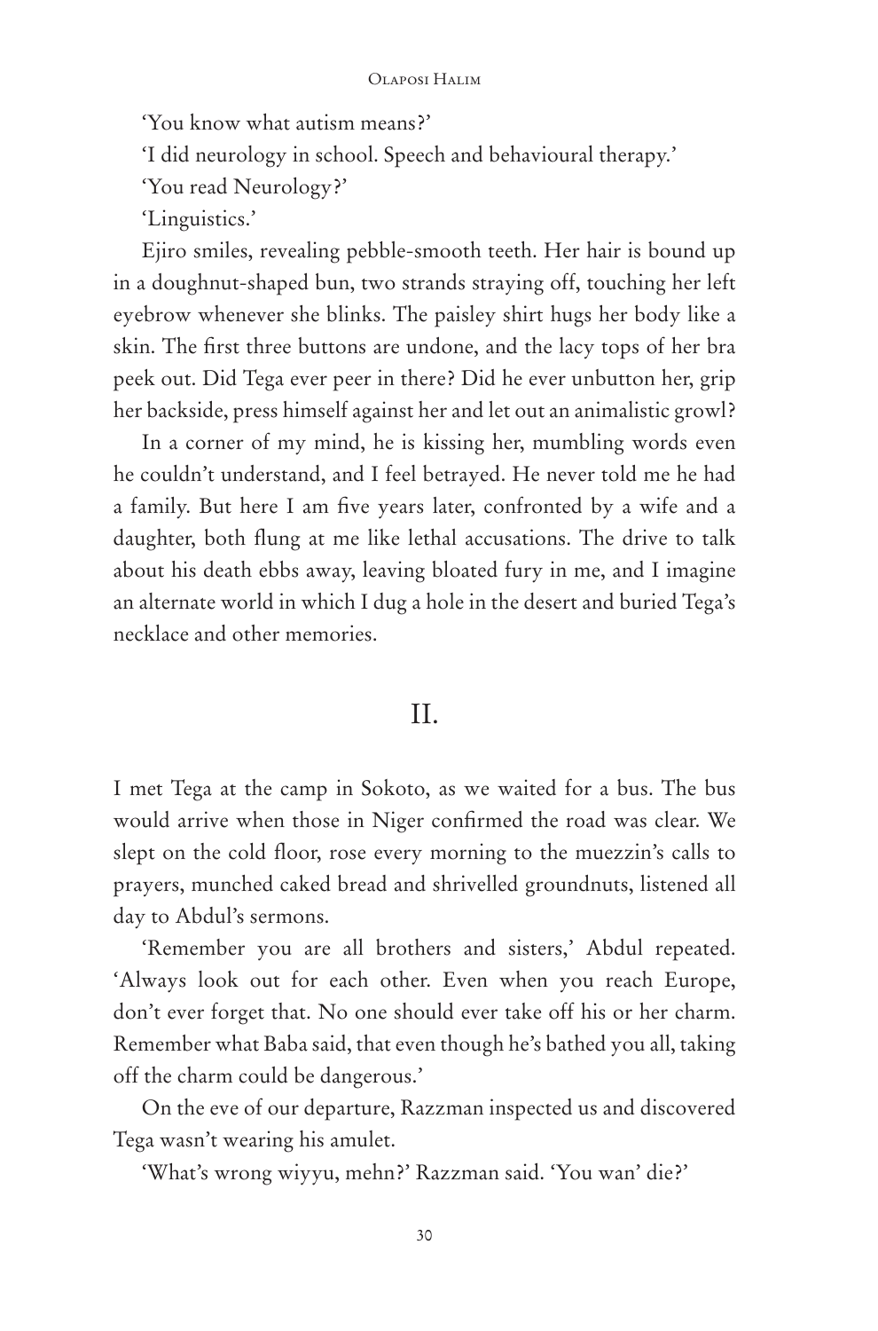'You know what autism means?'

'I did neurology in school. Speech and behavioural therapy.'

'You read Neurology?'

'Linguistics.'

Ejiro smiles, revealing pebble-smooth teeth. Her hair is bound up in a doughnut-shaped bun, two strands straying off, touching her left eyebrow whenever she blinks. The paisley shirt hugs her body like a skin. The first three buttons are undone, and the lacy tops of her bra peek out. Did Tega ever peer in there? Did he ever unbutton her, grip her backside, press himself against her and let out an animalistic growl?

In a corner of my mind, he is kissing her, mumbling words even he couldn't understand, and I feel betrayed. He never told me he had a family. But here I am five years later, confronted by a wife and a daughter, both flung at me like lethal accusations. The drive to talk about his death ebbs away, leaving bloated fury in me, and I imagine an alternate world in which I dug a hole in the desert and buried Tega's necklace and other memories.

## II.

I met Tega at the camp in Sokoto, as we waited for a bus. The bus would arrive when those in Niger confirmed the road was clear. We slept on the cold floor, rose every morning to the muezzin's calls to prayers, munched caked bread and shrivelled groundnuts, listened all day to Abdul's sermons.

'Remember you are all brothers and sisters,' Abdul repeated. 'Always look out for each other. Even when you reach Europe, don't ever forget that. No one should ever take off his or her charm. Remember what Baba said, that even though he's bathed you all, taking off the charm could be dangerous.'

On the eve of our departure, Razzman inspected us and discovered Tega wasn't wearing his amulet.

'What's wrong wiyyu, mehn?' Razzman said. 'You wan' die?'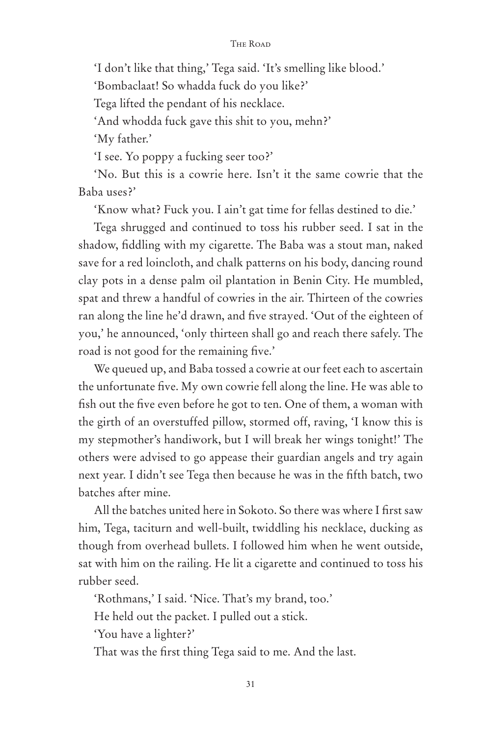'I don't like that thing,' Tega said. 'It's smelling like blood.'

'Bombaclaat! So whadda fuck do you like?'

Tega lifted the pendant of his necklace.

'And whodda fuck gave this shit to you, mehn?'

'My father.'

'I see. Yo poppy a fucking seer too?'

'No. But this is a cowrie here. Isn't it the same cowrie that the Baba uses?'

'Know what? Fuck you. I ain't gat time for fellas destined to die.'

Tega shrugged and continued to toss his rubber seed. I sat in the shadow, fiddling with my cigarette. The Baba was a stout man, naked save for a red loincloth, and chalk patterns on his body, dancing round clay pots in a dense palm oil plantation in Benin City. He mumbled, spat and threw a handful of cowries in the air. Thirteen of the cowries ran along the line he'd drawn, and five strayed. 'Out of the eighteen of you,' he announced, 'only thirteen shall go and reach there safely. The road is not good for the remaining five.'

We queued up, and Baba tossed a cowrie at our feet each to ascertain the unfortunate five. My own cowrie fell along the line. He was able to fish out the five even before he got to ten. One of them, a woman with the girth of an overstuffed pillow, stormed off, raving, 'I know this is my stepmother's handiwork, but I will break her wings tonight!' The others were advised to go appease their guardian angels and try again next year. I didn't see Tega then because he was in the fifth batch, two batches after mine.

All the batches united here in Sokoto. So there was where I first saw him, Tega, taciturn and well-built, twiddling his necklace, ducking as though from overhead bullets. I followed him when he went outside, sat with him on the railing. He lit a cigarette and continued to toss his rubber seed.

'Rothmans,' I said. 'Nice. That's my brand, too.'

He held out the packet. I pulled out a stick.

'You have a lighter?'

That was the first thing Tega said to me. And the last.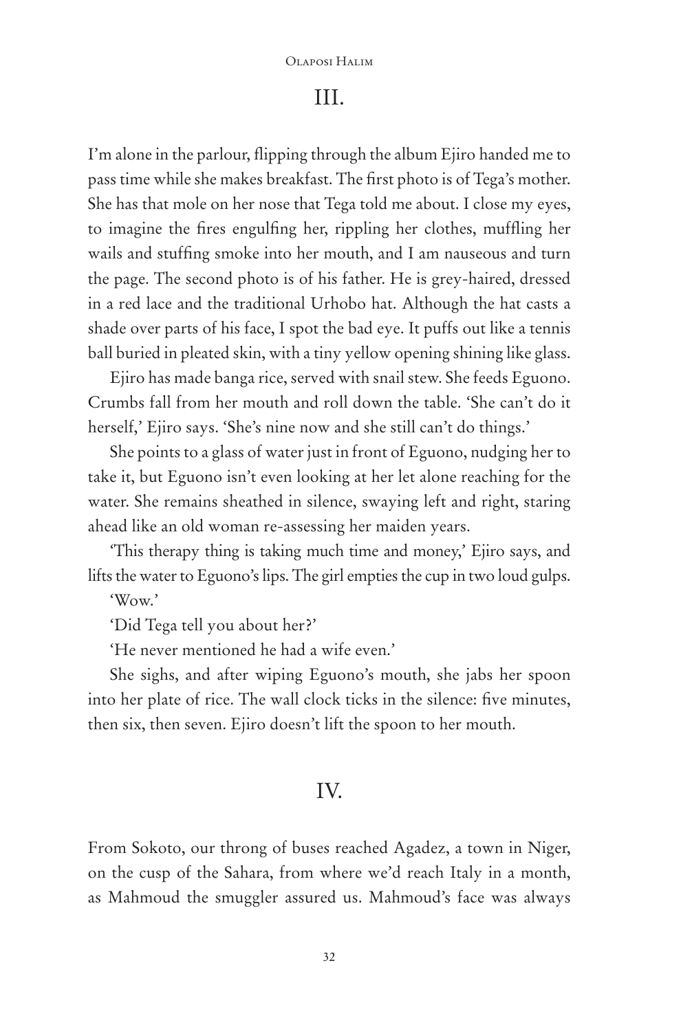## III.

I'm alone in the parlour, flipping through the album Ejiro handed me to pass time while she makes breakfast. The first photo is of Tega's mother. She has that mole on her nose that Tega told me about. I close my eyes, to imagine the fires engulfing her, rippling her clothes, muffling her wails and stuffing smoke into her mouth, and I am nauseous and turn the page. The second photo is of his father. He is grey-haired, dressed in a red lace and the traditional Urhobo hat. Although the hat casts a shade over parts of his face, I spot the bad eye. It puffs out like a tennis ball buried in pleated skin, with a tiny yellow opening shining like glass.

Ejiro has made banga rice, served with snail stew. She feeds Eguono. Crumbs fall from her mouth and roll down the table. 'She can't do it herself,' Ejiro says. 'She's nine now and she still can't do things.'

She points to a glass of water just in front of Eguono, nudging her to take it, but Eguono isn't even looking at her let alone reaching for the water. She remains sheathed in silence, swaying left and right, staring ahead like an old woman re-assessing her maiden years.

'This therapy thing is taking much time and money,' Ejiro says, and lifts the water to Eguono's lips. The girl empties the cup in two loud gulps.

'Wow.'

'Did Tega tell you about her?'

'He never mentioned he had a wife even.'

She sighs, and after wiping Eguono's mouth, she jabs her spoon into her plate of rice. The wall clock ticks in the silence: five minutes, then six, then seven. Ejiro doesn't lift the spoon to her mouth.

## IV.

From Sokoto, our throng of buses reached Agadez, a town in Niger, on the cusp of the Sahara, from where we'd reach Italy in a month, as Mahmoud the smuggler assured us. Mahmoud's face was always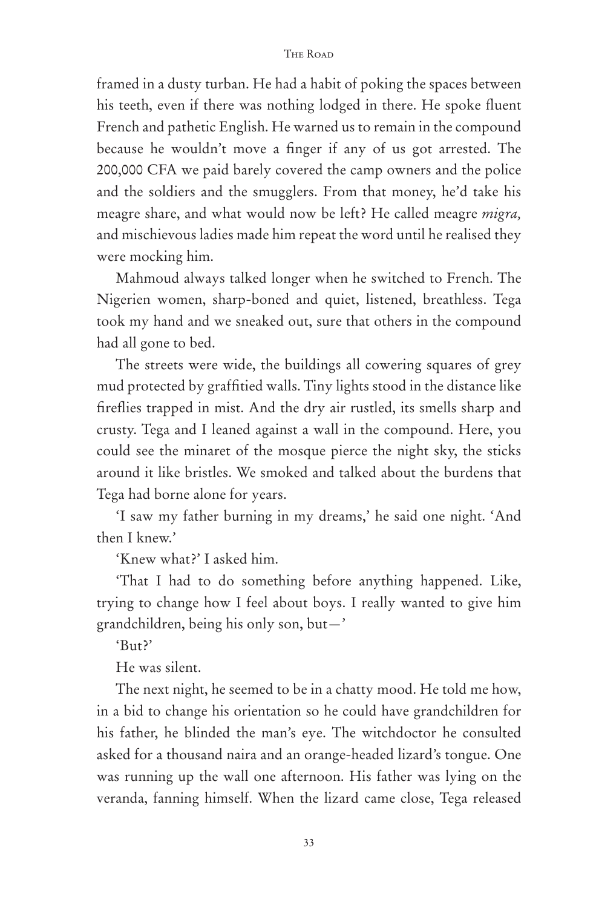framed in a dusty turban. He had a habit of poking the spaces between his teeth, even if there was nothing lodged in there. He spoke fluent French and pathetic English. He warned us to remain in the compound because he wouldn't move a finger if any of us got arrested. The 200,000 CFA we paid barely covered the camp owners and the police and the soldiers and the smugglers. From that money, he'd take his meagre share, and what would now be left? He called meagre *migra,* and mischievous ladies made him repeat the word until he realised they were mocking him.

Mahmoud always talked longer when he switched to French. The Nigerien women, sharp-boned and quiet, listened, breathless. Tega took my hand and we sneaked out, sure that others in the compound had all gone to bed.

The streets were wide, the buildings all cowering squares of grey mud protected by graffitied walls. Tiny lights stood in the distance like fireflies trapped in mist. And the dry air rustled, its smells sharp and crusty. Tega and I leaned against a wall in the compound. Here, you could see the minaret of the mosque pierce the night sky, the sticks around it like bristles. We smoked and talked about the burdens that Tega had borne alone for years.

'I saw my father burning in my dreams,' he said one night. 'And then I knew.'

'Knew what?' I asked him.

'That I had to do something before anything happened. Like, trying to change how I feel about boys. I really wanted to give him grandchildren, being his only son, but—'

'But?'

He was silent.

The next night, he seemed to be in a chatty mood. He told me how, in a bid to change his orientation so he could have grandchildren for his father, he blinded the man's eye. The witchdoctor he consulted asked for a thousand naira and an orange-headed lizard's tongue. One was running up the wall one afternoon. His father was lying on the veranda, fanning himself. When the lizard came close, Tega released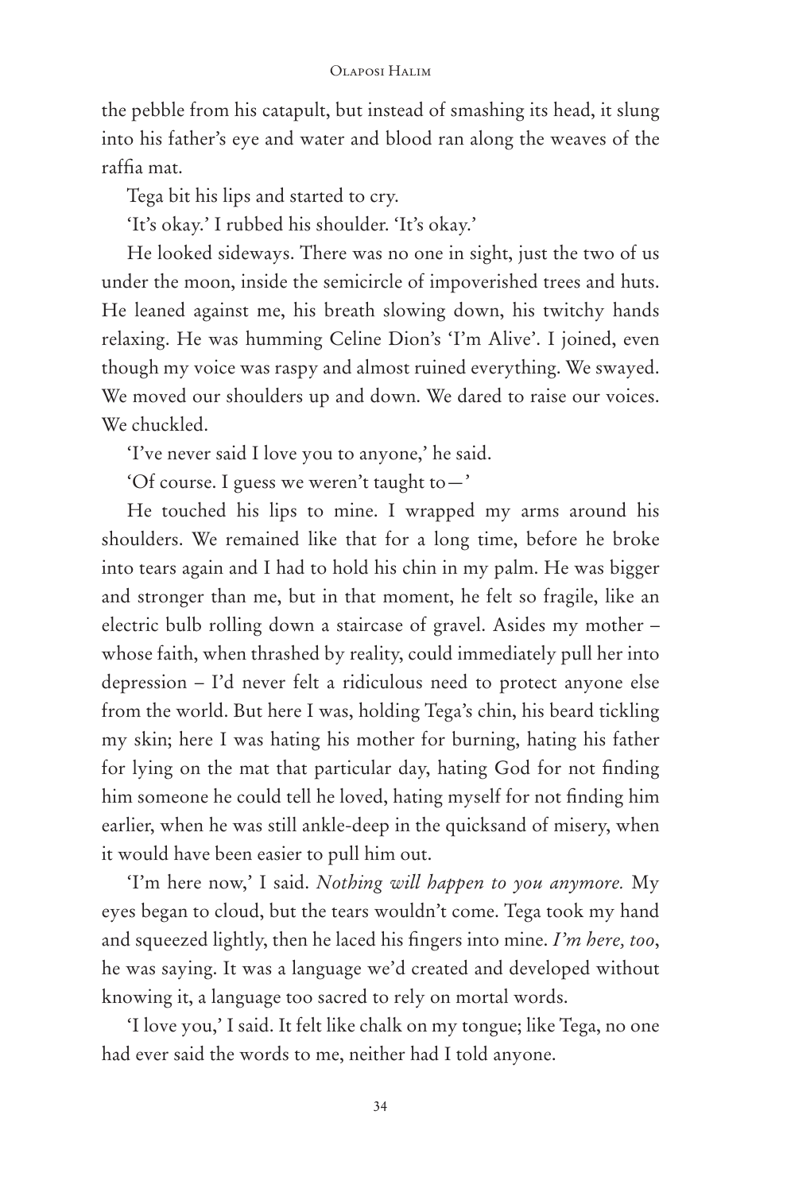the pebble from his catapult, but instead of smashing its head, it slung into his father's eye and water and blood ran along the weaves of the raffia mat.

Tega bit his lips and started to cry.

'It's okay.' I rubbed his shoulder. 'It's okay.'

He looked sideways. There was no one in sight, just the two of us under the moon, inside the semicircle of impoverished trees and huts. He leaned against me, his breath slowing down, his twitchy hands relaxing. He was humming Celine Dion's 'I'm Alive'. I joined, even though my voice was raspy and almost ruined everything. We swayed. We moved our shoulders up and down. We dared to raise our voices. We chuckled.

'I've never said I love you to anyone,' he said.

'Of course. I guess we weren't taught to—'

He touched his lips to mine. I wrapped my arms around his shoulders. We remained like that for a long time, before he broke into tears again and I had to hold his chin in my palm. He was bigger and stronger than me, but in that moment, he felt so fragile, like an electric bulb rolling down a staircase of gravel. Asides my mother – whose faith, when thrashed by reality, could immediately pull her into depression – I'd never felt a ridiculous need to protect anyone else from the world. But here I was, holding Tega's chin, his beard tickling my skin; here I was hating his mother for burning, hating his father for lying on the mat that particular day, hating God for not finding him someone he could tell he loved, hating myself for not finding him earlier, when he was still ankle-deep in the quicksand of misery, when it would have been easier to pull him out.

'I'm here now,' I said. *Nothing will happen to you anymore.* My eyes began to cloud, but the tears wouldn't come. Tega took my hand and squeezed lightly, then he laced his fingers into mine. *I'm here, too*, he was saying. It was a language we'd created and developed without knowing it, a language too sacred to rely on mortal words.

'I love you,' I said. It felt like chalk on my tongue; like Tega, no one had ever said the words to me, neither had I told anyone.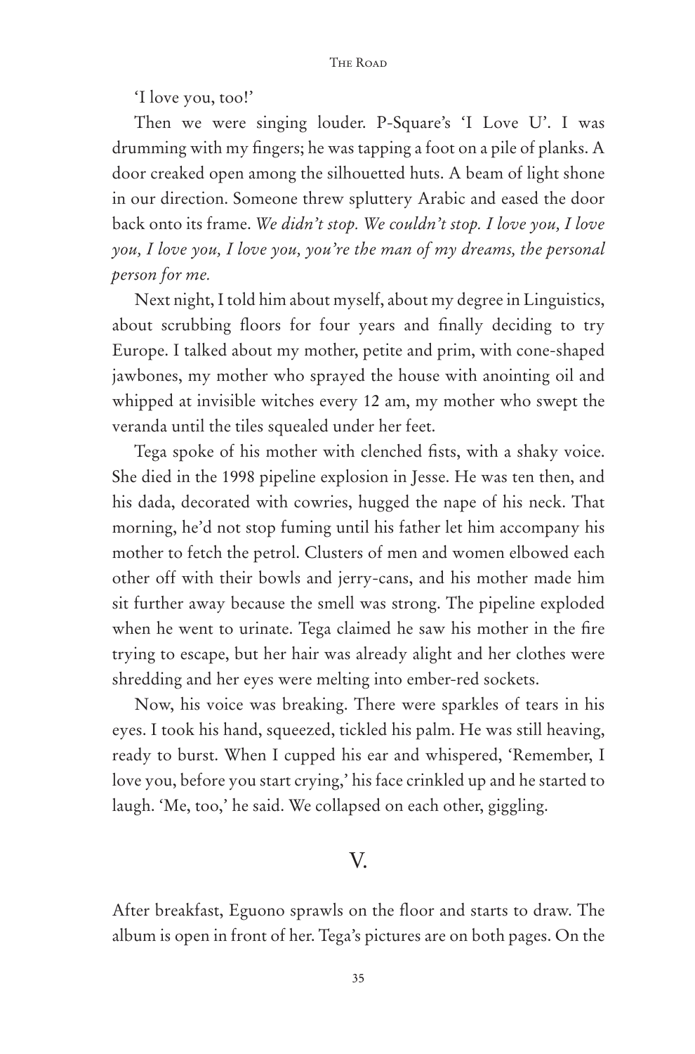'I love you, too!'

Then we were singing louder. P-Square's 'I Love U'. I was drumming with my fingers; he was tapping a foot on a pile of planks. A door creaked open among the silhouetted huts. A beam of light shone in our direction. Someone threw spluttery Arabic and eased the door back onto its frame. *We didn't stop. We couldn't stop. I love you, I love you, I love you, I love you, you're the man of my dreams, the personal person for me.*

Next night, I told him about myself, about my degree in Linguistics, about scrubbing floors for four years and finally deciding to try Europe. I talked about my mother, petite and prim, with cone-shaped jawbones, my mother who sprayed the house with anointing oil and whipped at invisible witches every 12 am, my mother who swept the veranda until the tiles squealed under her feet.

Tega spoke of his mother with clenched fists, with a shaky voice. She died in the 1998 pipeline explosion in Jesse. He was ten then, and his dada, decorated with cowries, hugged the nape of his neck. That morning, he'd not stop fuming until his father let him accompany his mother to fetch the petrol. Clusters of men and women elbowed each other off with their bowls and jerry-cans, and his mother made him sit further away because the smell was strong. The pipeline exploded when he went to urinate. Tega claimed he saw his mother in the fire trying to escape, but her hair was already alight and her clothes were shredding and her eyes were melting into ember-red sockets.

Now, his voice was breaking. There were sparkles of tears in his eyes. I took his hand, squeezed, tickled his palm. He was still heaving, ready to burst. When I cupped his ear and whispered, 'Remember, I love you, before you start crying,' his face crinkled up and he started to laugh. 'Me, too,' he said. We collapsed on each other, giggling.

## V.

After breakfast, Eguono sprawls on the floor and starts to draw. The album is open in front of her. Tega's pictures are on both pages. On the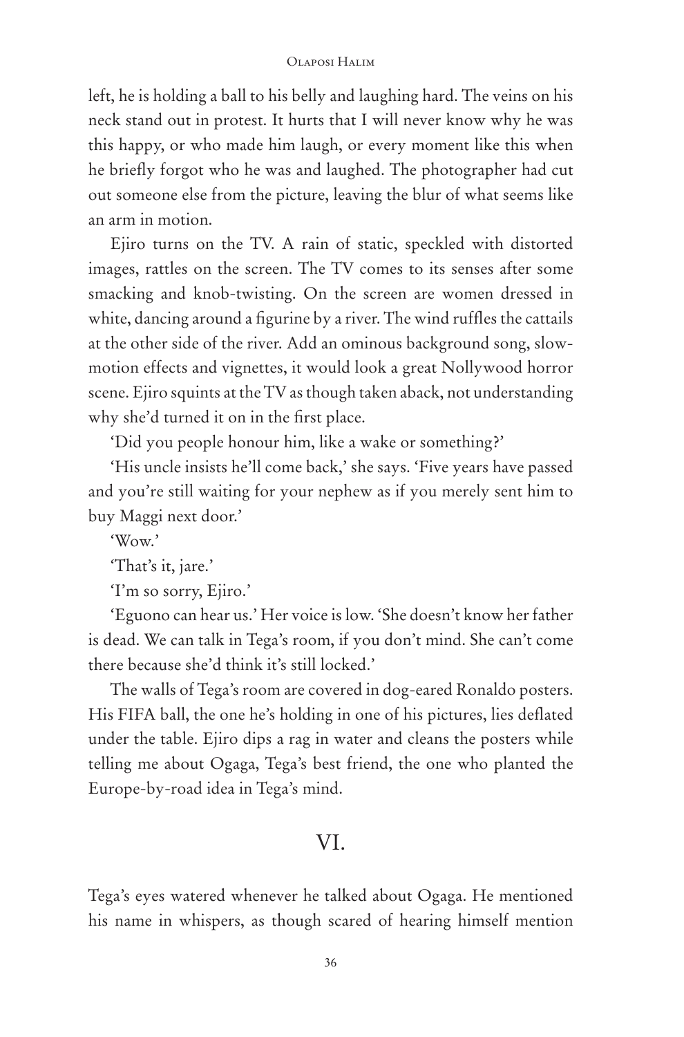left, he is holding a ball to his belly and laughing hard. The veins on his neck stand out in protest. It hurts that I will never know why he was this happy, or who made him laugh, or every moment like this when he briefly forgot who he was and laughed. The photographer had cut out someone else from the picture, leaving the blur of what seems like an arm in motion.

Ejiro turns on the TV. A rain of static, speckled with distorted images, rattles on the screen. The TV comes to its senses after some smacking and knob-twisting. On the screen are women dressed in white, dancing around a figurine by a river. The wind ruffles the cattails at the other side of the river. Add an ominous background song, slow-motion effects and vignettes, it would look a great Nollywood horror scene. Ejiro squints at the TV as though taken aback, not understanding why she'd turned it on in the first place.

'Did you people honour him, like a wake or something?'

'His uncle insists he'll come back,' she says. 'Five years have passed and you're still waiting for your nephew as if you merely sent him to buy Maggi next door.'

'Wow.'

'That's it, jare.'

'I'm so sorry, Ejiro.'

'Eguono can hear us.' Her voice is low. 'She doesn't know her father is dead. We can talk in Tega's room, if you don't mind. She can't come there because she'd think it's still locked.'

The walls of Tega's room are covered in dog-eared Ronaldo posters. His FIFA ball, the one he's holding in one of his pictures, lies deflated under the table. Ejiro dips a rag in water and cleans the posters while telling me about Ogaga, Tega's best friend, the one who planted the Europe-by-road idea in Tega's mind.

## VI.

Tega's eyes watered whenever he talked about Ogaga. He mentioned his name in whispers, as though scared of hearing himself mention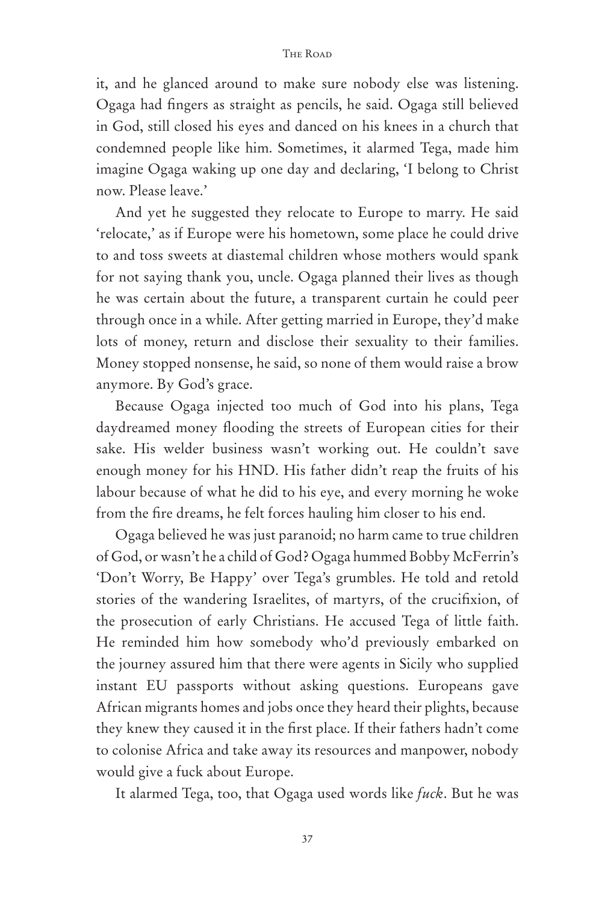it, and he glanced around to make sure nobody else was listening. Ogaga had fingers as straight as pencils, he said. Ogaga still believed in God, still closed his eyes and danced on his knees in a church that condemned people like him. Sometimes, it alarmed Tega, made him imagine Ogaga waking up one day and declaring, 'I belong to Christ now. Please leave.'

And yet he suggested they relocate to Europe to marry. He said 'relocate,' as if Europe were his hometown, some place he could drive to and toss sweets at diastemal children whose mothers would spank for not saying thank you, uncle. Ogaga planned their lives as though he was certain about the future, a transparent curtain he could peer through once in a while. After getting married in Europe, they'd make lots of money, return and disclose their sexuality to their families. Money stopped nonsense, he said, so none of them would raise a brow anymore. By God's grace.

Because Ogaga injected too much of God into his plans, Tega daydreamed money flooding the streets of European cities for their sake. His welder business wasn't working out. He couldn't save enough money for his HND. His father didn't reap the fruits of his labour because of what he did to his eye, and every morning he woke from the fire dreams, he felt forces hauling him closer to his end.

Ogaga believed he was just paranoid; no harm came to true children of God, or wasn't he a child of God? Ogaga hummed Bobby McFerrin's 'Don't Worry, Be Happy' over Tega's grumbles. He told and retold stories of the wandering Israelites, of martyrs, of the crucifixion, of the prosecution of early Christians. He accused Tega of little faith. He reminded him how somebody who'd previously embarked on the journey assured him that there were agents in Sicily who supplied instant EU passports without asking questions. Europeans gave African migrants homes and jobs once they heard their plights, because they knew they caused it in the first place. If their fathers hadn't come to colonise Africa and take away its resources and manpower, nobody would give a fuck about Europe.

It alarmed Tega, too, that Ogaga used words like *fuck*. But he was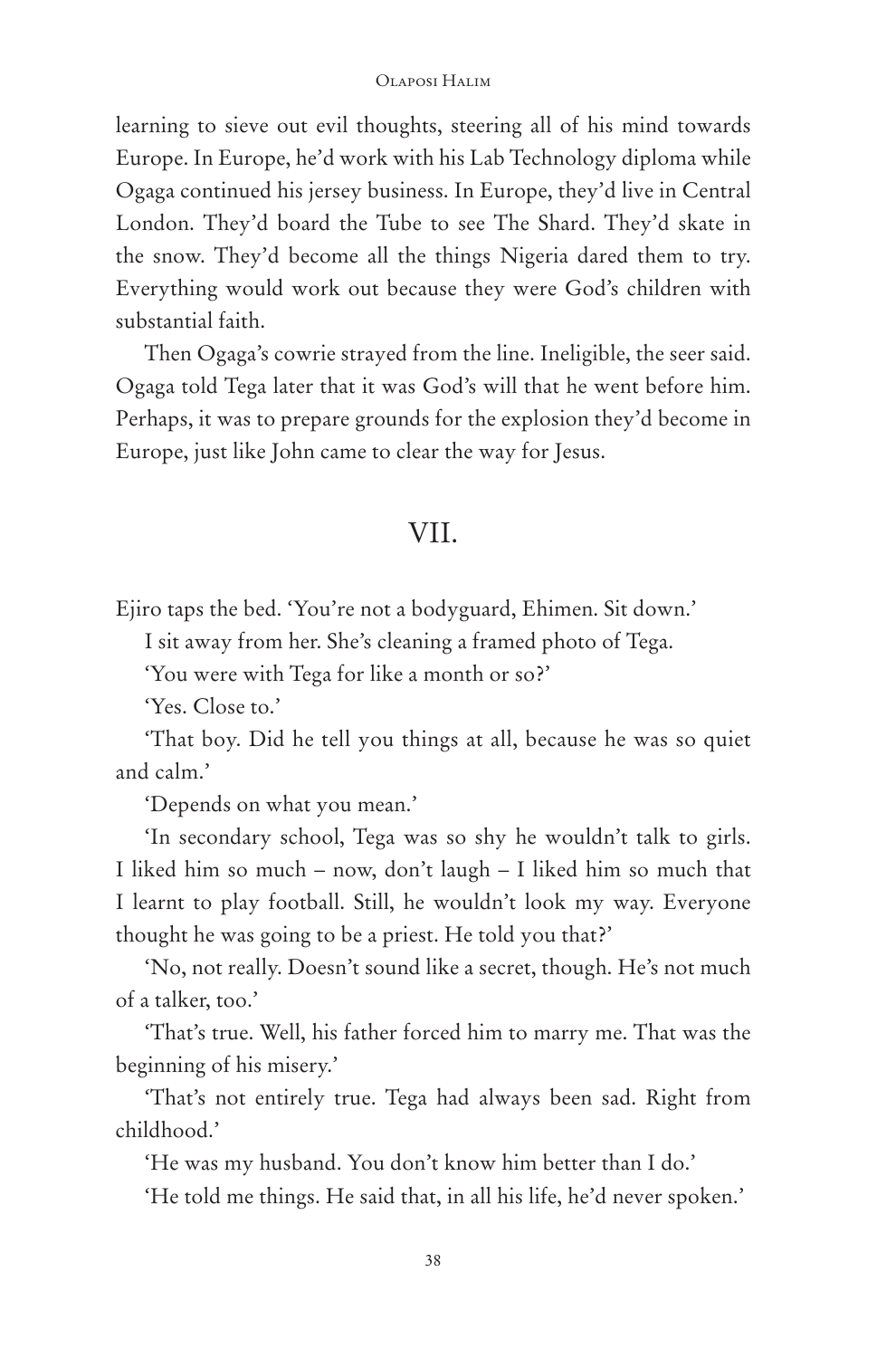learning to sieve out evil thoughts, steering all of his mind towards Europe. In Europe, he'd work with his Lab Technology diploma while Ogaga continued his jersey business. In Europe, they'd live in Central London. They'd board the Tube to see The Shard. They'd skate in the snow. They'd become all the things Nigeria dared them to try. Everything would work out because they were God's children with substantial faith.

Then Ogaga's cowrie strayed from the line. Ineligible, the seer said. Ogaga told Tega later that it was God's will that he went before him. Perhaps, it was to prepare grounds for the explosion they'd become in Europe, just like John came to clear the way for Jesus.

## VII.

Ejiro taps the bed. 'You're not a bodyguard, Ehimen. Sit down.'

I sit away from her. She's cleaning a framed photo of Tega.

'You were with Tega for like a month or so?'

'Yes. Close to.'

'That boy. Did he tell you things at all, because he was so quiet and calm.'

'Depends on what you mean.'

'In secondary school, Tega was so shy he wouldn't talk to girls. I liked him so much – now, don't laugh – I liked him so much that I learnt to play football. Still, he wouldn't look my way. Everyone thought he was going to be a priest. He told you that?'

'No, not really. Doesn't sound like a secret, though. He's not much of a talker, too.'

'That's true. Well, his father forced him to marry me. That was the beginning of his misery.'

'That's not entirely true. Tega had always been sad. Right from childhood.'

'He was my husband. You don't know him better than I do.'

'He told me things. He said that, in all his life, he'd never spoken.'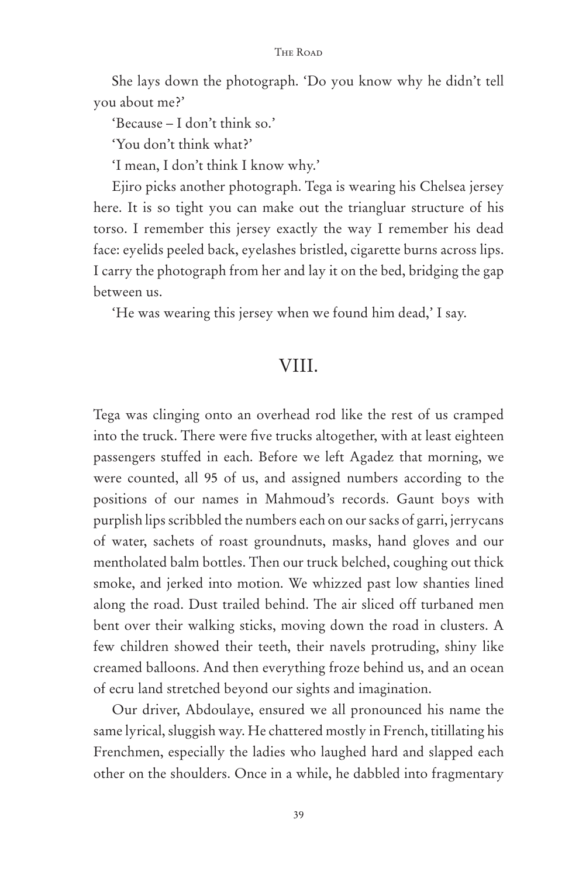She lays down the photograph. 'Do you know why he didn't tell you about me?'

'Because – I don't think so.'

'You don't think what?'

'I mean, I don't think I know why.'

Ejiro picks another photograph. Tega is wearing his Chelsea jersey here. It is so tight you can make out the triangluar structure of his torso. I remember this jersey exactly the way I remember his dead face: eyelids peeled back, eyelashes bristled, cigarette burns across lips. I carry the photograph from her and lay it on the bed, bridging the gap between us.

'He was wearing this jersey when we found him dead,' I say.

## VIII.

Tega was clinging onto an overhead rod like the rest of us cramped into the truck. There were five trucks altogether, with at least eighteen passengers stuffed in each. Before we left Agadez that morning, we were counted, all 95 of us, and assigned numbers according to the positions of our names in Mahmoud's records. Gaunt boys with purplish lips scribbled the numbers each on our sacks of garri, jerrycans of water, sachets of roast groundnuts, masks, hand gloves and our mentholated balm bottles. Then our truck belched, coughing out thick smoke, and jerked into motion. We whizzed past low shanties lined along the road. Dust trailed behind. The air sliced off turbaned men bent over their walking sticks, moving down the road in clusters. A few children showed their teeth, their navels protruding, shiny like creamed balloons. And then everything froze behind us, and an ocean of ecru land stretched beyond our sights and imagination.

Our driver, Abdoulaye, ensured we all pronounced his name the same lyrical, sluggish way. He chattered mostly in French, titillating his Frenchmen, especially the ladies who laughed hard and slapped each other on the shoulders. Once in a while, he dabbled into fragmentary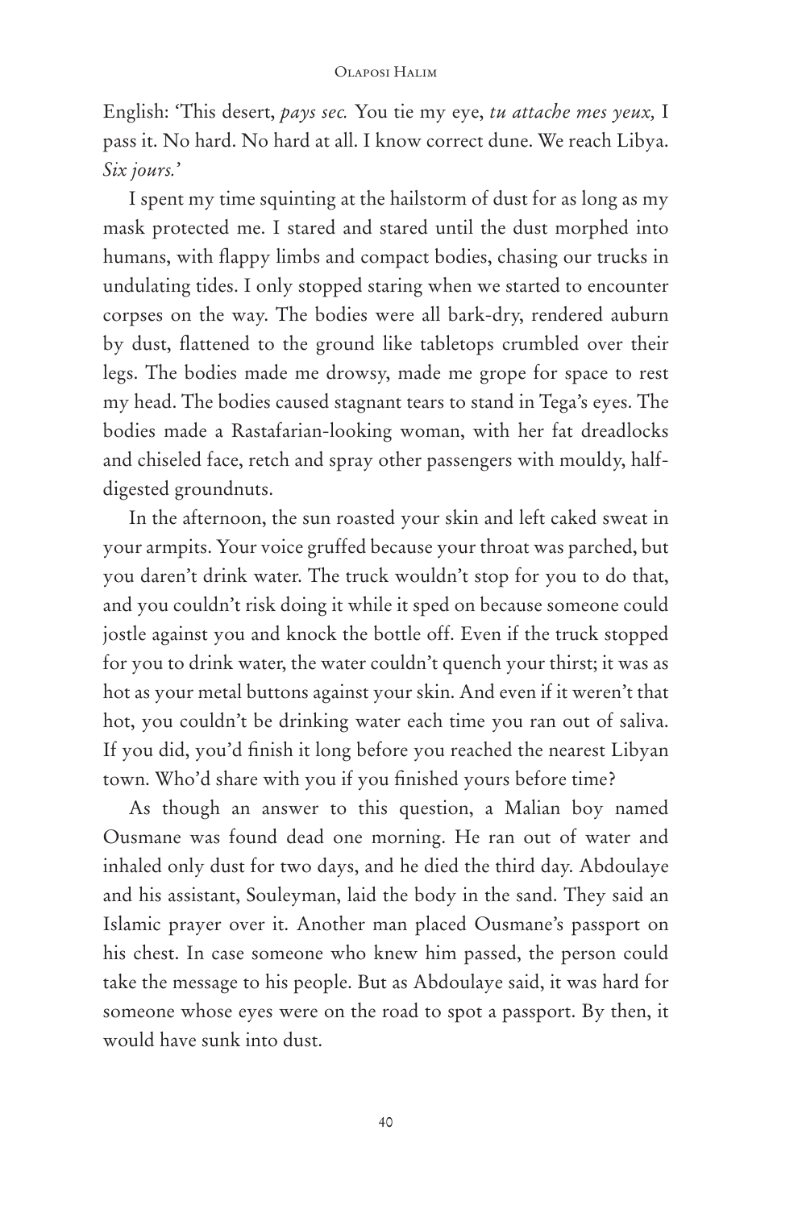English: 'This desert, *pays sec.* You tie my eye, *tu attache mes yeux,* I pass it. No hard. No hard at all. I know correct dune. We reach Libya. *Six jours.*'

I spent my time squinting at the hailstorm of dust for as long as my mask protected me. I stared and stared until the dust morphed into humans, with flappy limbs and compact bodies, chasing our trucks in undulating tides. I only stopped staring when we started to encounter corpses on the way. The bodies were all bark-dry, rendered auburn by dust, flattened to the ground like tabletops crumbled over their legs. The bodies made me drowsy, made me grope for space to rest my head. The bodies caused stagnant tears to stand in Tega's eyes. The bodies made a Rastafarian-looking woman, with her fat dreadlocks and chiseled face, retch and spray other passengers with mouldy, half-digested groundnuts.

In the afternoon, the sun roasted your skin and left caked sweat in your armpits. Your voice gruffed because your throat was parched, but you daren't drink water. The truck wouldn't stop for you to do that, and you couldn't risk doing it while it sped on because someone could jostle against you and knock the bottle off. Even if the truck stopped for you to drink water, the water couldn't quench your thirst; it was as hot as your metal buttons against your skin. And even if it weren't that hot, you couldn't be drinking water each time you ran out of saliva. If you did, you'd finish it long before you reached the nearest Libyan town. Who'd share with you if you finished yours before time?

As though an answer to this question, a Malian boy named Ousmane was found dead one morning. He ran out of water and inhaled only dust for two days, and he died the third day. Abdoulaye and his assistant, Souleyman, laid the body in the sand. They said an Islamic prayer over it. Another man placed Ousmane's passport on his chest. In case someone who knew him passed, the person could take the message to his people. But as Abdoulaye said, it was hard for someone whose eyes were on the road to spot a passport. By then, it would have sunk into dust.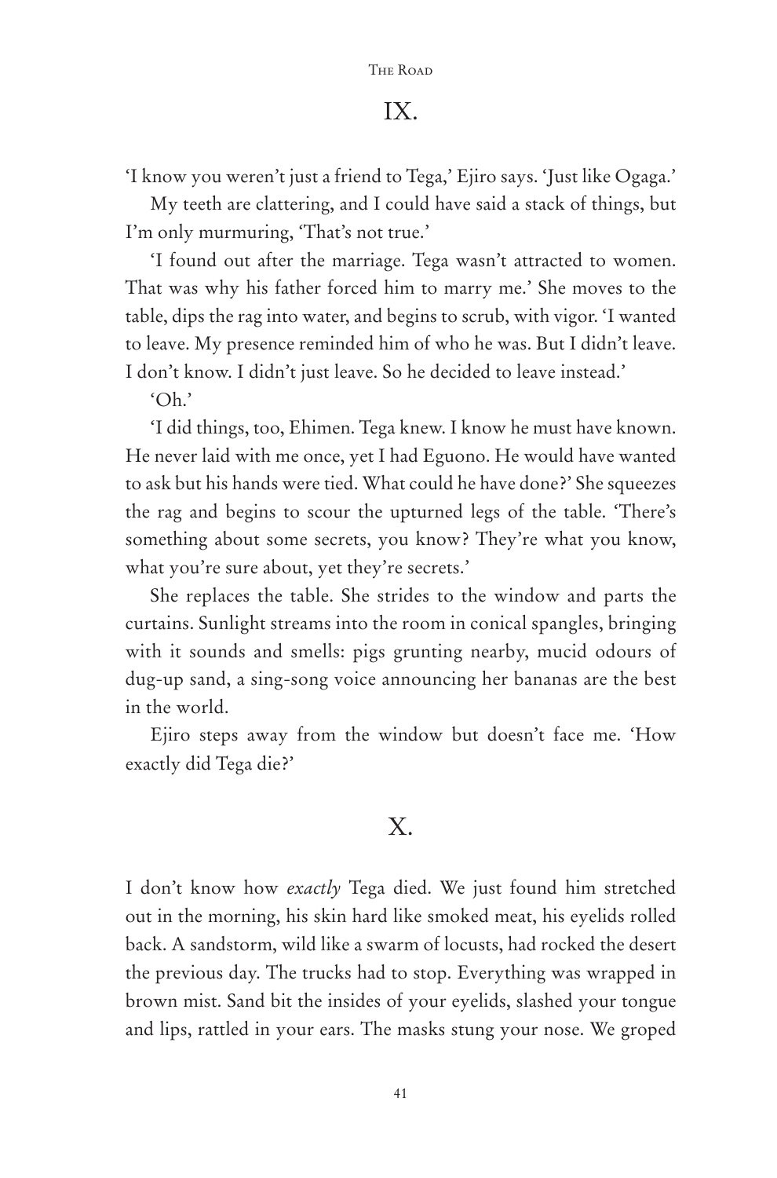## IX.

'I know you weren't just a friend to Tega,' Ejiro says. 'Just like Ogaga.'

My teeth are clattering, and I could have said a stack of things, but I'm only murmuring, 'That's not true.'

'I found out after the marriage. Tega wasn't attracted to women. That was why his father forced him to marry me.' She moves to the table, dips the rag into water, and begins to scrub, with vigor. 'I wanted to leave. My presence reminded him of who he was. But I didn't leave. I don't know. I didn't just leave. So he decided to leave instead.'

'Oh.'

'I did things, too, Ehimen. Tega knew. I know he must have known. He never laid with me once, yet I had Eguono. He would have wanted to ask but his hands were tied. What could he have done?' She squeezes the rag and begins to scour the upturned legs of the table. 'There's something about some secrets, you know? They're what you know, what you're sure about, yet they're secrets.'

She replaces the table. She strides to the window and parts the curtains. Sunlight streams into the room in conical spangles, bringing with it sounds and smells: pigs grunting nearby, mucid odours of dug-up sand, a sing-song voice announcing her bananas are the best in the world.

Ejiro steps away from the window but doesn't face me. 'How exactly did Tega die?'

## X.

I don't know how *exactly* Tega died. We just found him stretched out in the morning, his skin hard like smoked meat, his eyelids rolled back. A sandstorm, wild like a swarm of locusts, had rocked the desert the previous day. The trucks had to stop. Everything was wrapped in brown mist. Sand bit the insides of your eyelids, slashed your tongue and lips, rattled in your ears. The masks stung your nose. We groped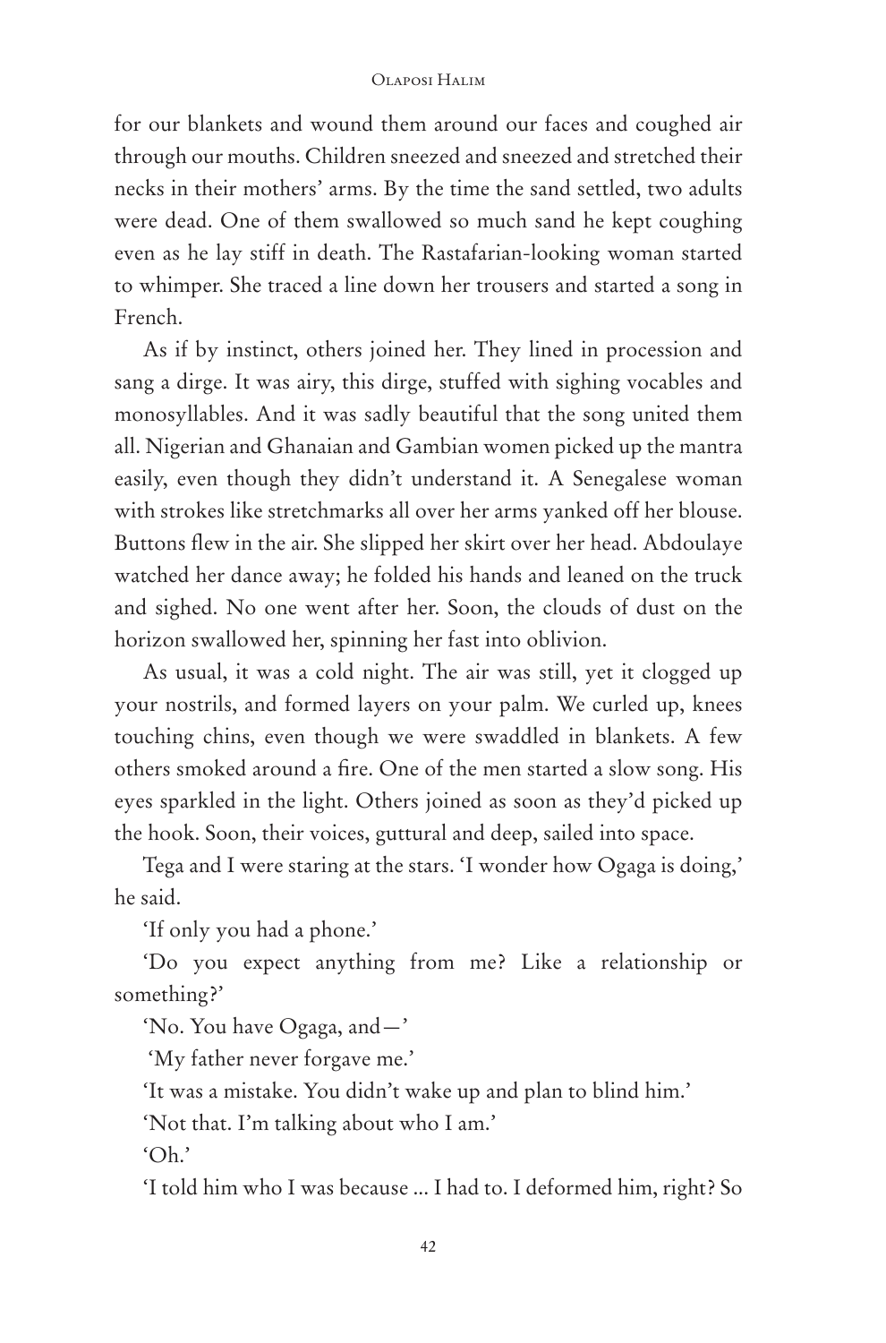for our blankets and wound them around our faces and coughed air through our mouths. Children sneezed and sneezed and stretched their necks in their mothers' arms. By the time the sand settled, two adults were dead. One of them swallowed so much sand he kept coughing even as he lay stiff in death. The Rastafarian-looking woman started to whimper. She traced a line down her trousers and started a song in French.

As if by instinct, others joined her. They lined in procession and sang a dirge. It was airy, this dirge, stuffed with sighing vocables and monosyllables. And it was sadly beautiful that the song united them all. Nigerian and Ghanaian and Gambian women picked up the mantra easily, even though they didn't understand it. A Senegalese woman with strokes like stretchmarks all over her arms yanked off her blouse. Buttons flew in the air. She slipped her skirt over her head. Abdoulaye watched her dance away; he folded his hands and leaned on the truck and sighed. No one went after her. Soon, the clouds of dust on the horizon swallowed her, spinning her fast into oblivion.

As usual, it was a cold night. The air was still, yet it clogged up your nostrils, and formed layers on your palm. We curled up, knees touching chins, even though we were swaddled in blankets. A few others smoked around a fire. One of the men started a slow song. His eyes sparkled in the light. Others joined as soon as they'd picked up the hook. Soon, their voices, guttural and deep, sailed into space.

Tega and I were staring at the stars. 'I wonder how Ogaga is doing,' he said.

'If only you had a phone.'

'Do you expect anything from me? Like a relationship or something?'

'No. You have Ogaga, and—'

'My father never forgave me.'

'It was a mistake. You didn't wake up and plan to blind him.'

'Not that. I'm talking about who I am.'

'Oh.'

'I told him who I was because ... I had to. I deformed him, right? So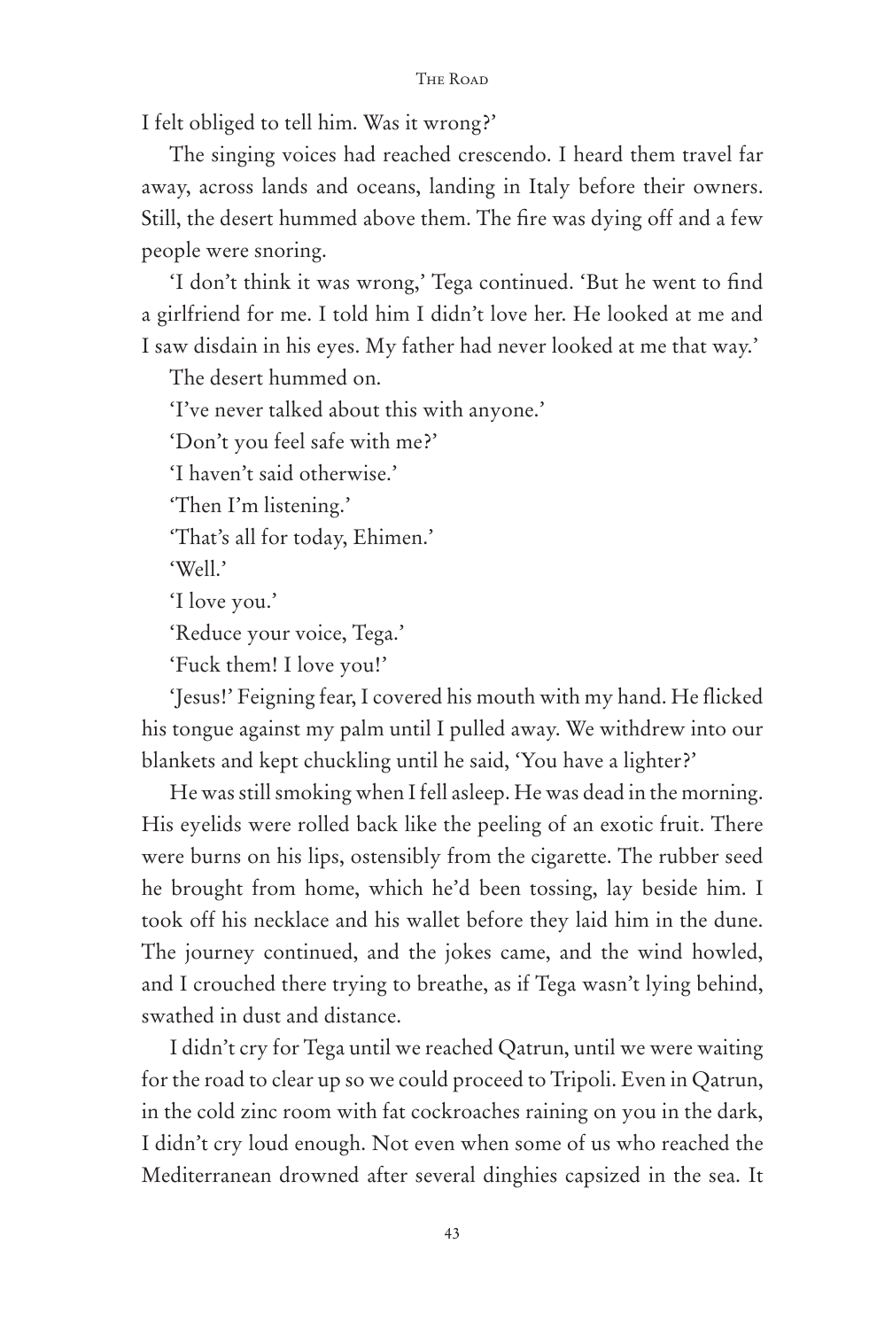I felt obliged to tell him. Was it wrong?'

The singing voices had reached crescendo. I heard them travel far away, across lands and oceans, landing in Italy before their owners. Still, the desert hummed above them. The fire was dying off and a few people were snoring.

'I don't think it was wrong,' Tega continued. 'But he went to find a girlfriend for me. I told him I didn't love her. He looked at me and I saw disdain in his eyes. My father had never looked at me that way.'

The desert hummed on.

'I've never talked about this with anyone.'

'Don't you feel safe with me?'

'I haven't said otherwise.'

'Then I'm listening.'

'That's all for today, Ehimen.'

'Well.'

'I love you.'

'Reduce your voice, Tega.'

'Fuck them! I love you!'

'Jesus!' Feigning fear, I covered his mouth with my hand. He flicked his tongue against my palm until I pulled away. We withdrew into our blankets and kept chuckling until he said, 'You have a lighter?'

He was still smoking when I fell asleep. He was dead in the morning. His eyelids were rolled back like the peeling of an exotic fruit. There were burns on his lips, ostensibly from the cigarette. The rubber seed he brought from home, which he'd been tossing, lay beside him. I took off his necklace and his wallet before they laid him in the dune. The journey continued, and the jokes came, and the wind howled, and I crouched there trying to breathe, as if Tega wasn't lying behind, swathed in dust and distance.

I didn't cry for Tega until we reached Qatrun, until we were waiting for the road to clear up so we could proceed to Tripoli. Even in Qatrun, in the cold zinc room with fat cockroaches raining on you in the dark, I didn't cry loud enough. Not even when some of us who reached the Mediterranean drowned after several dinghies capsized in the sea. It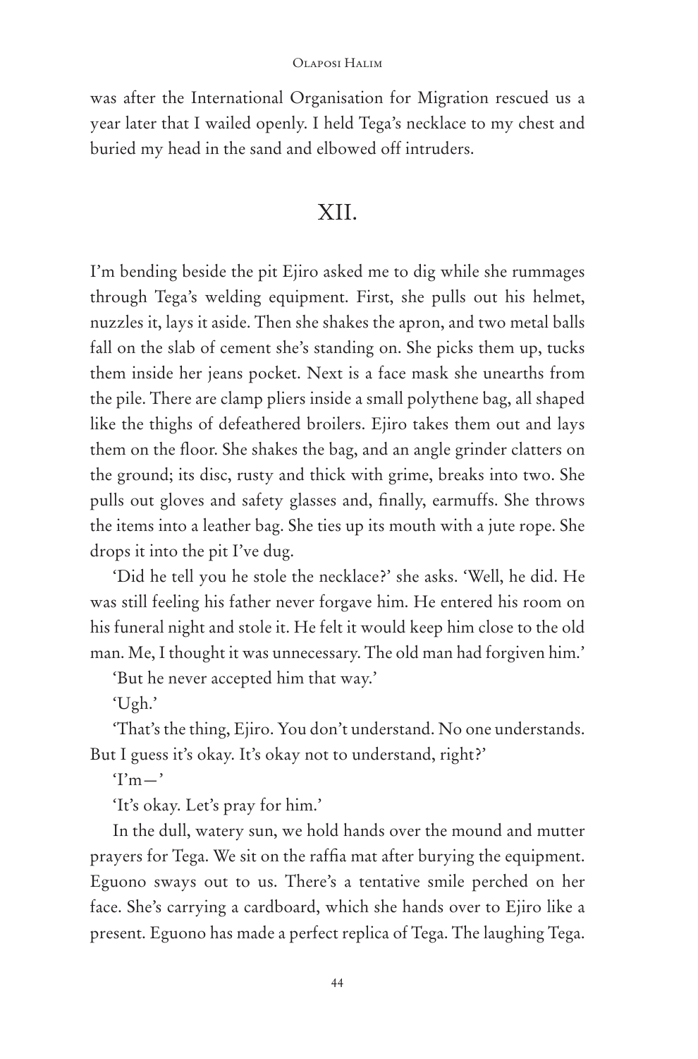was after the International Organisation for Migration rescued us a year later that I wailed openly. I held Tega's necklace to my chest and buried my head in the sand and elbowed off intruders.

## XII.

I'm bending beside the pit Ejiro asked me to dig while she rummages through Tega's welding equipment. First, she pulls out his helmet, nuzzles it, lays it aside. Then she shakes the apron, and two metal balls fall on the slab of cement she's standing on. She picks them up, tucks them inside her jeans pocket. Next is a face mask she unearths from the pile. There are clamp pliers inside a small polythene bag, all shaped like the thighs of defeathered broilers. Ejiro takes them out and lays them on the floor. She shakes the bag, and an angle grinder clatters on the ground; its disc, rusty and thick with grime, breaks into two. She pulls out gloves and safety glasses and, finally, earmuffs. She throws the items into a leather bag. She ties up its mouth with a jute rope. She drops it into the pit I've dug.

'Did he tell you he stole the necklace?' she asks. 'Well, he did. He was still feeling his father never forgave him. He entered his room on his funeral night and stole it. He felt it would keep him close to the old man. Me, I thought it was unnecessary. The old man had forgiven him.'

'But he never accepted him that way.'

'Ugh.'

'That's the thing, Ejiro. You don't understand. No one understands. But I guess it's okay. It's okay not to understand, right?'

'I'm—'

'It's okay. Let's pray for him.'

In the dull, watery sun, we hold hands over the mound and mutter prayers for Tega. We sit on the raffia mat after burying the equipment. Eguono sways out to us. There's a tentative smile perched on her face. She's carrying a cardboard, which she hands over to Ejiro like a present. Eguono has made a perfect replica of Tega. The laughing Tega.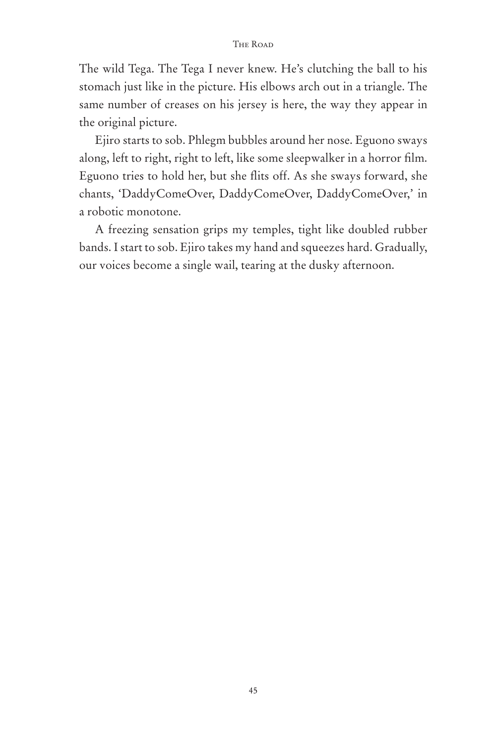The wild Tega. The Tega I never knew. He's clutching the ball to his stomach just like in the picture. His elbows arch out in a triangle. The same number of creases on his jersey is here, the way they appear in the original picture.

Ejiro starts to sob. Phlegm bubbles around her nose. Eguono sways along, left to right, right to left, like some sleepwalker in a horror film. Eguono tries to hold her, but she flits off. As she sways forward, she chants, 'DaddyComeOver, DaddyComeOver, DaddyComeOver,' in a robotic monotone.

A freezing sensation grips my temples, tight like doubled rubber bands. I start to sob. Ejiro takes my hand and squeezes hard. Gradually, our voices become a single wail, tearing at the dusky afternoon.